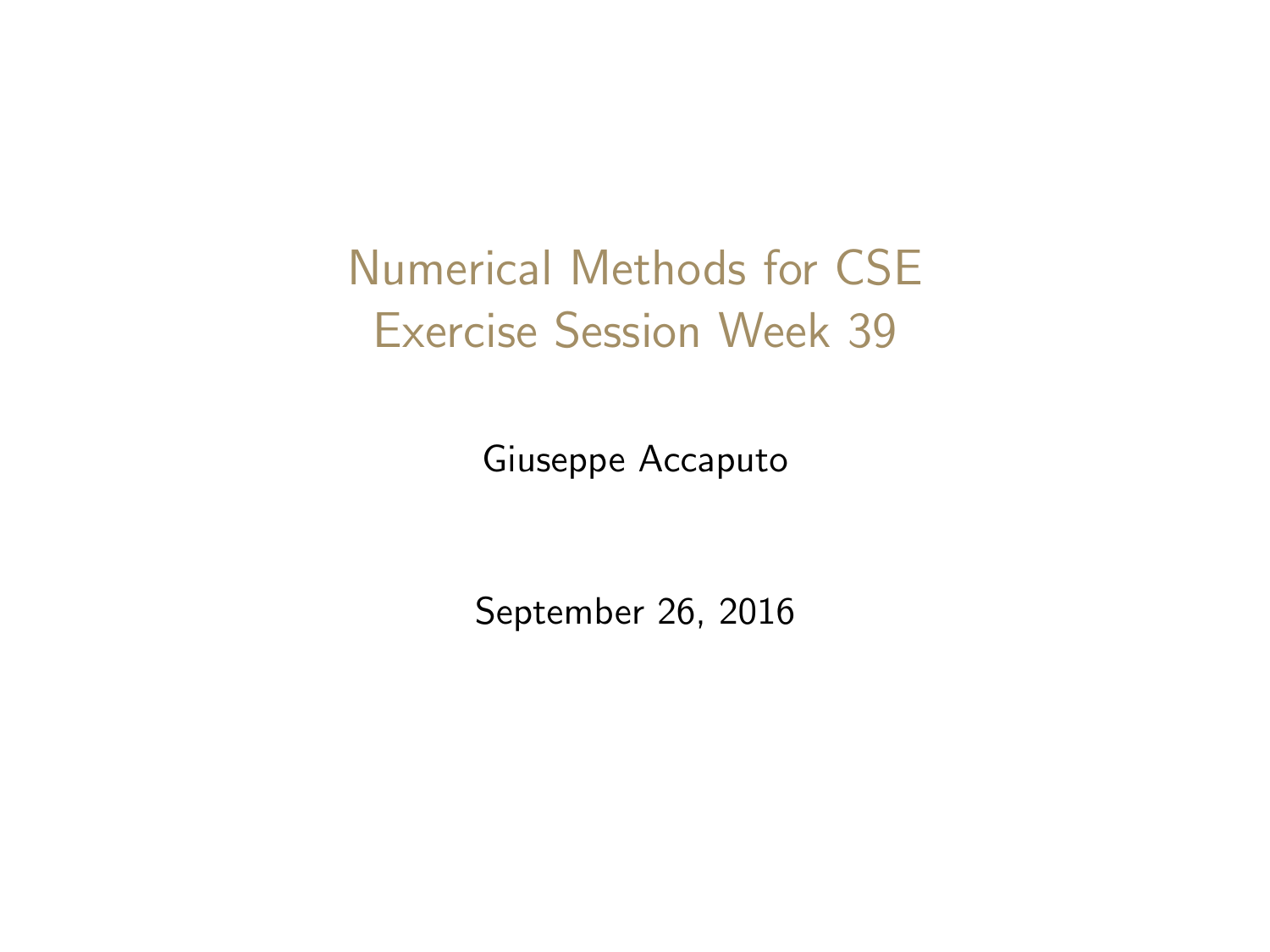# Numerical Methods for CSE
# Exercise Session Week 39

Giuseppe Accaputo

September 26, 2016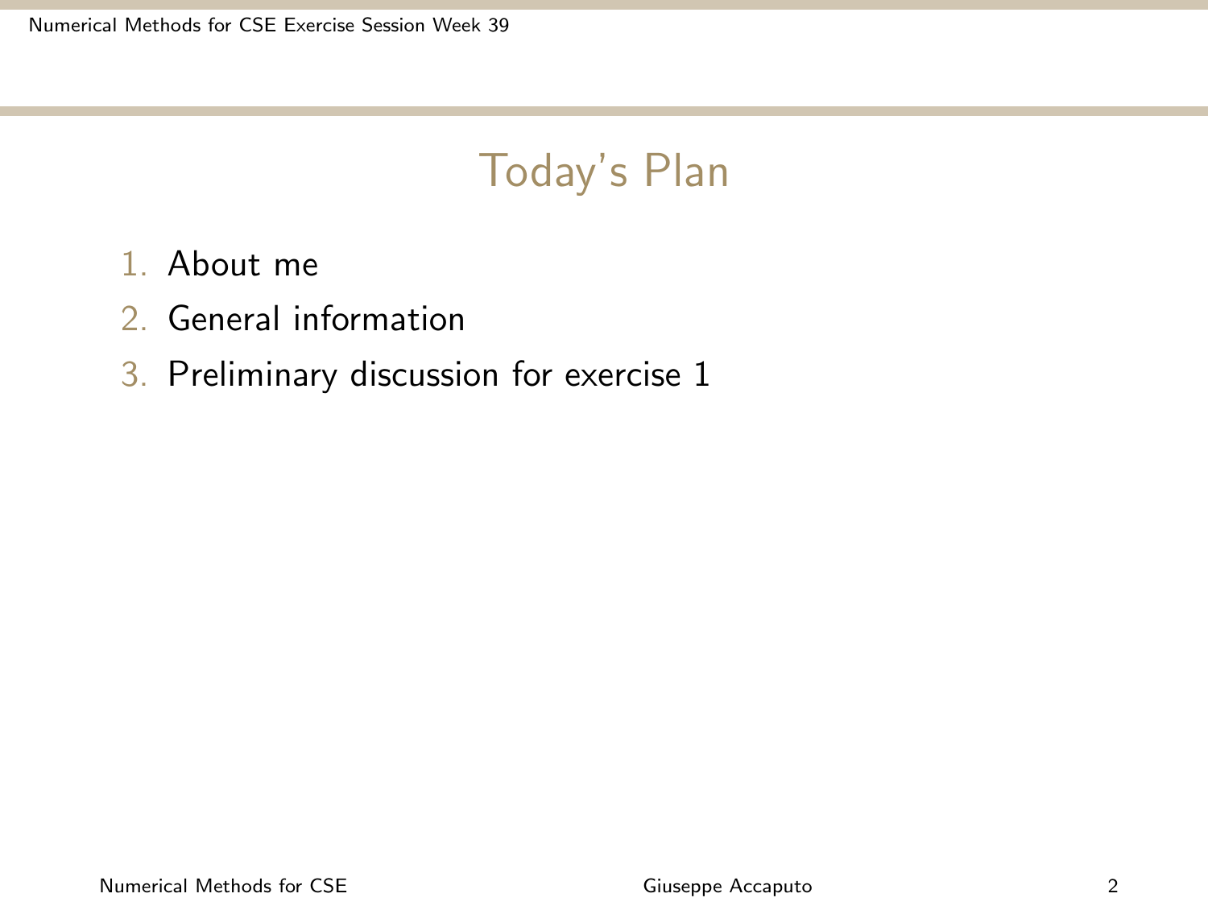# Today's Plan

1. About me
2. General information
3. Preliminary discussion for exercise 1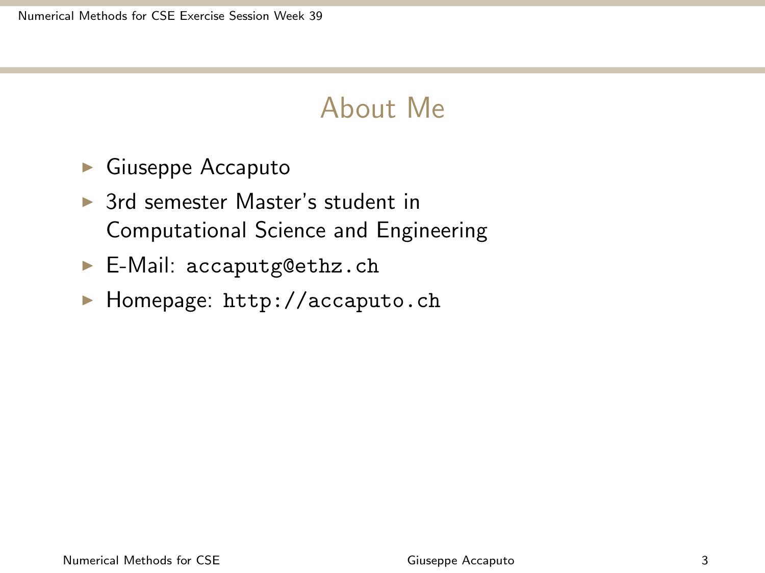# About Me

- Giuseppe Accaputo
- 3rd semester Master's student in Computational Science and Engineering
- E-Mail: `accaputg@ethz.ch`
- Homepage: `http://accaputo.ch`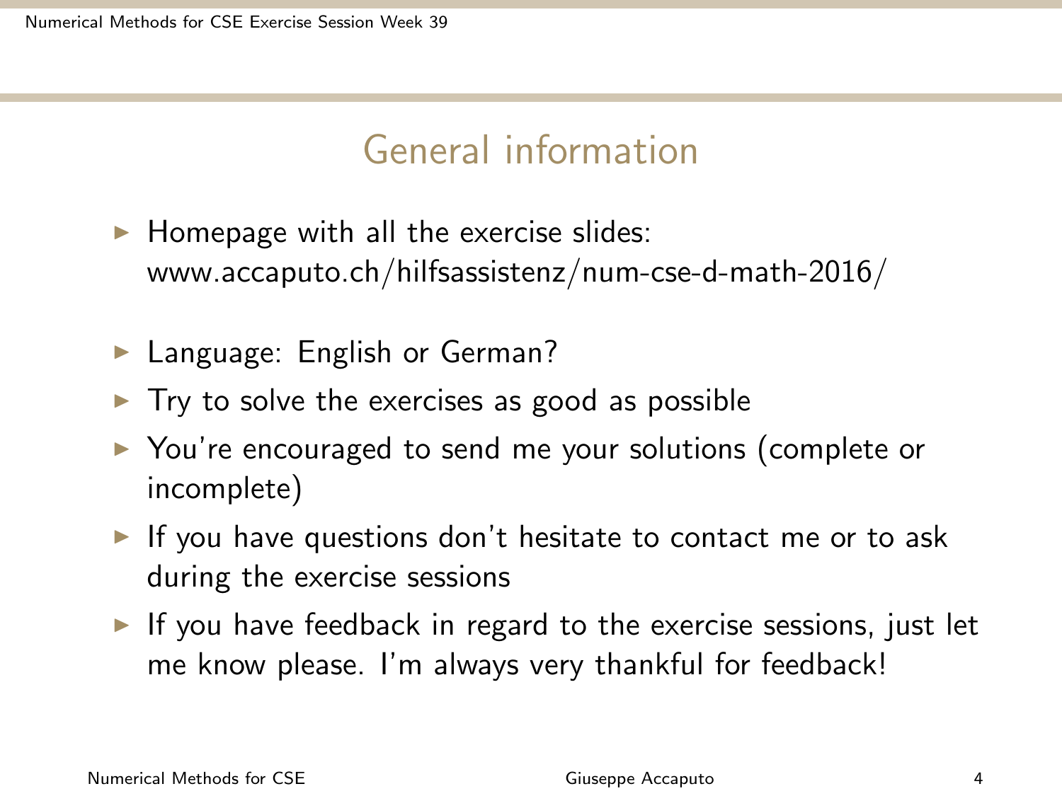# General information

- Homepage with all the exercise slides: www.accaputo.ch/hilfsassistenz/num-cse-d-math-2016/
- Language: English or German?
- Try to solve the exercises as good as possible
- You're encouraged to send me your solutions (complete or incomplete)
- If you have questions don't hesitate to contact me or to ask during the exercise sessions
- If you have feedback in regard to the exercise sessions, just let me know please. I'm always very thankful for feedback!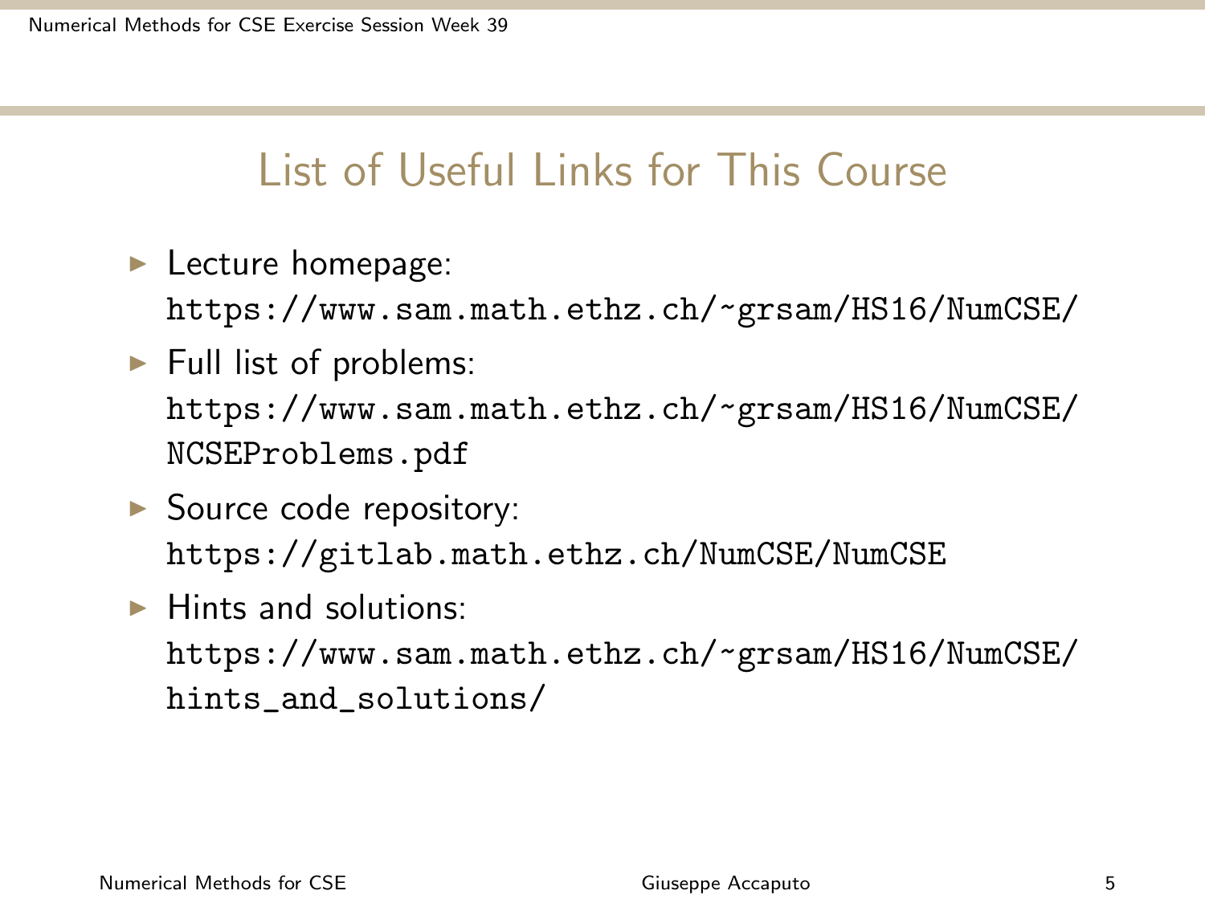# List of Useful Links for This Course

- Lecture homepage:
  `https://www.sam.math.ethz.ch/~grsam/HS16/NumCSE/`
- Full list of problems:
  `https://www.sam.math.ethz.ch/~grsam/HS16/NumCSE/NCSEProblems.pdf`
- Source code repository:
  `https://gitlab.math.ethz.ch/NumCSE/NumCSE`
- Hints and solutions:
  `https://www.sam.math.ethz.ch/~grsam/HS16/NumCSE/hints_and_solutions/`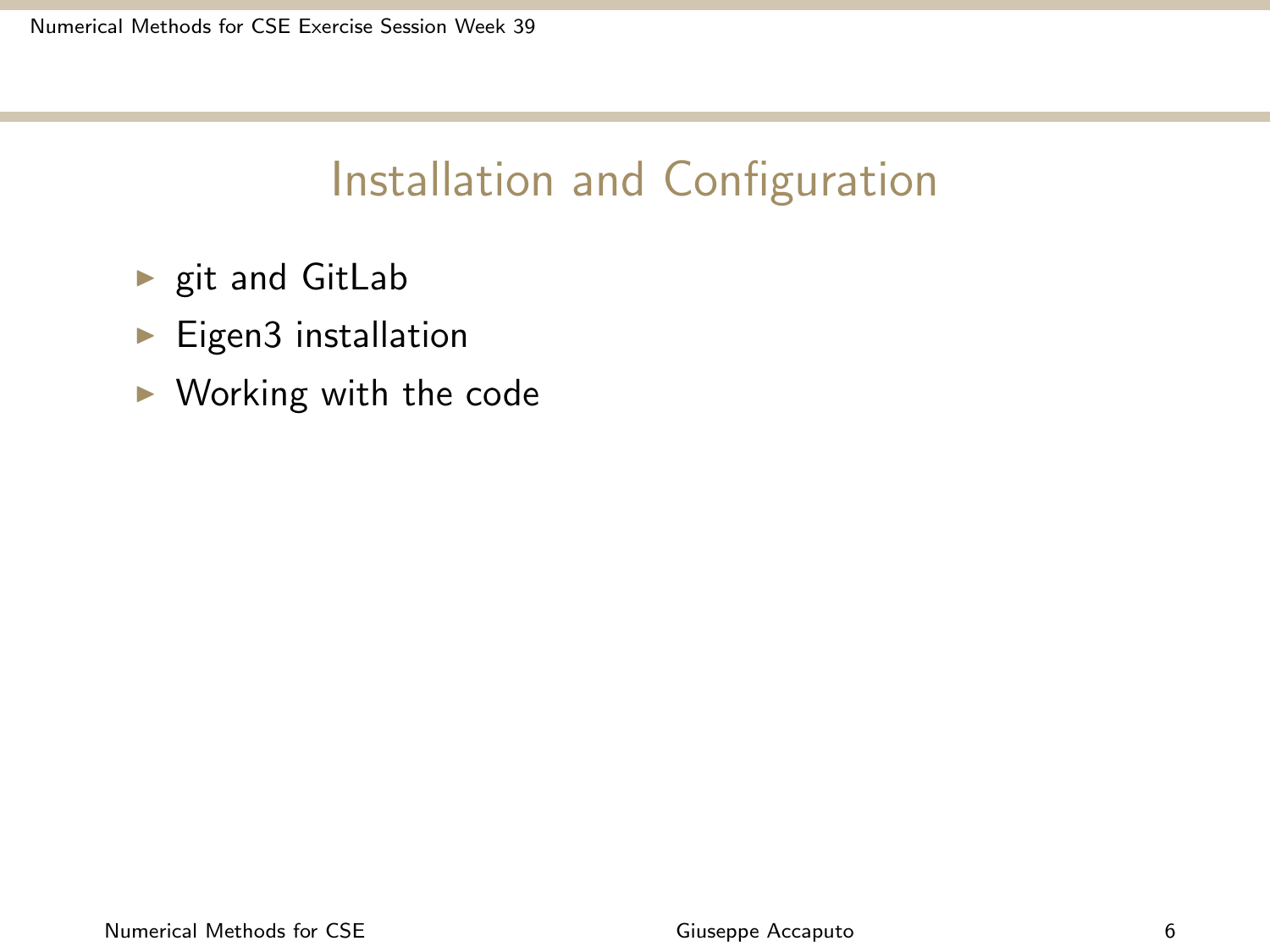# Installation and Configuration

- git and GitLab
- Eigen3 installation
- Working with the code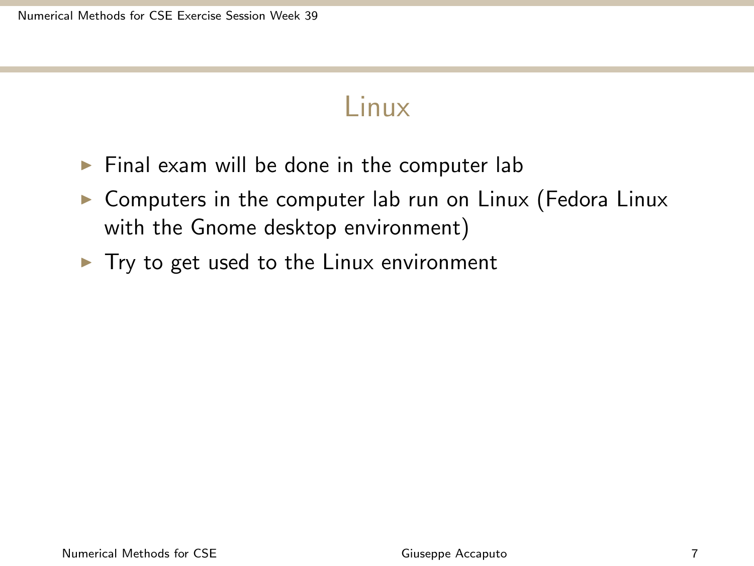# Linux

- Final exam will be done in the computer lab
- Computers in the computer lab run on Linux (Fedora Linux with the Gnome desktop environment)
- Try to get used to the Linux environment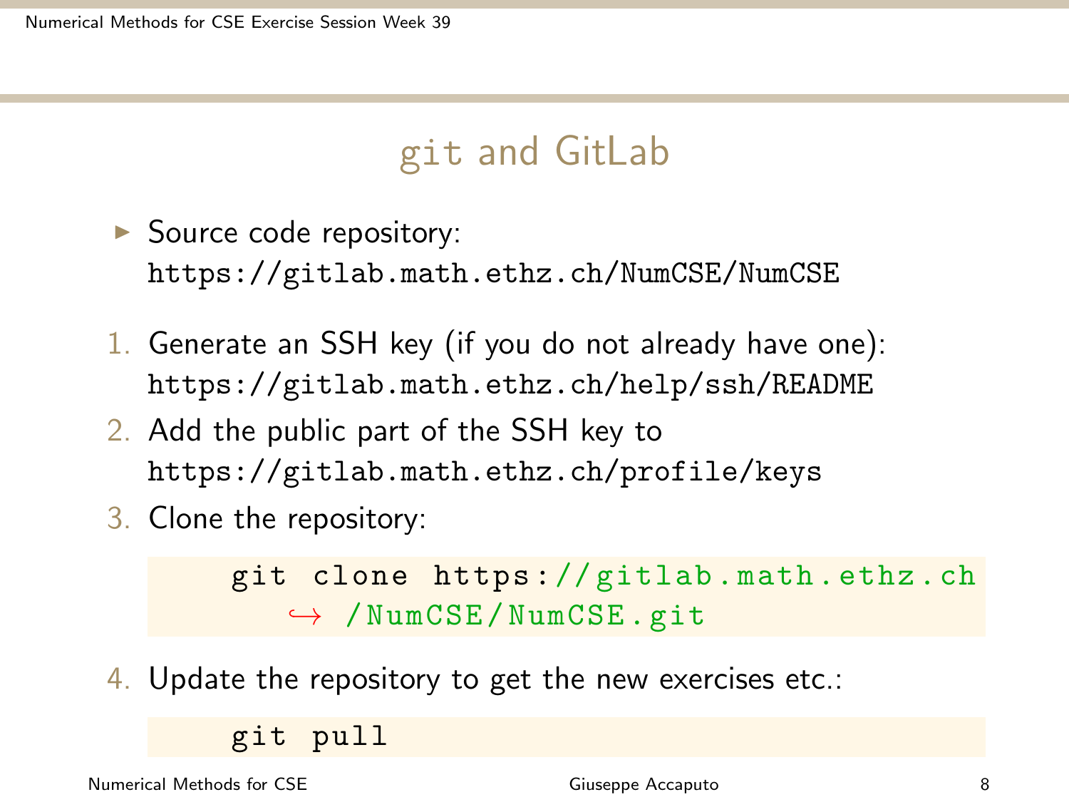# git and GitLab

- Source code repository:
  `https://gitlab.math.ethz.ch/NumCSE/NumCSE`

1. Generate an SSH key (if you do not already have one):
   `https://gitlab.math.ethz.ch/help/ssh/README`
2. Add the public part of the SSH key to
   `https://gitlab.math.ethz.ch/profile/keys`
3. Clone the repository:

```
git clone https://gitlab.math.ethz.ch/NumCSE/NumCSE.git
```

4. Update the repository to get the new exercises etc.:

```
git pull
```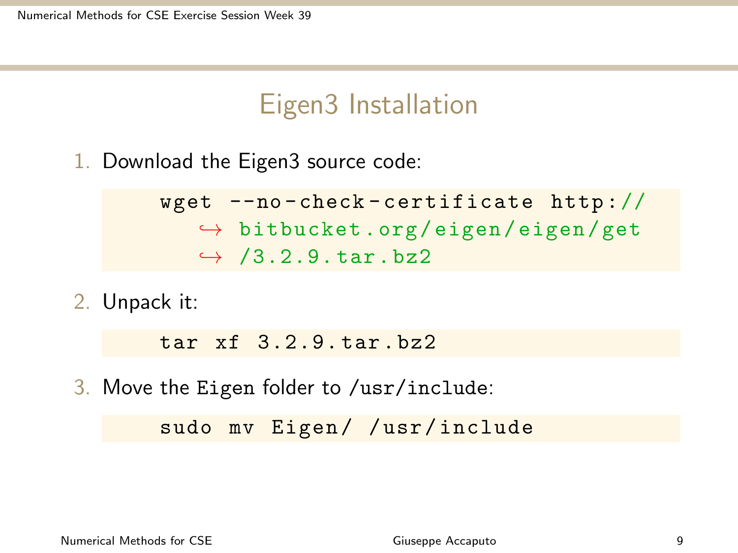# Eigen3 Installation

1. Download the Eigen3 source code:

```
wget --no-check-certificate http://bitbucket.org/eigen/eigen/get/3.2.9.tar.bz2
```

2. Unpack it:

```
tar xf 3.2.9.tar.bz2
```

3. Move the `Eigen` folder to `/usr/include`:

```
sudo mv Eigen/ /usr/include
```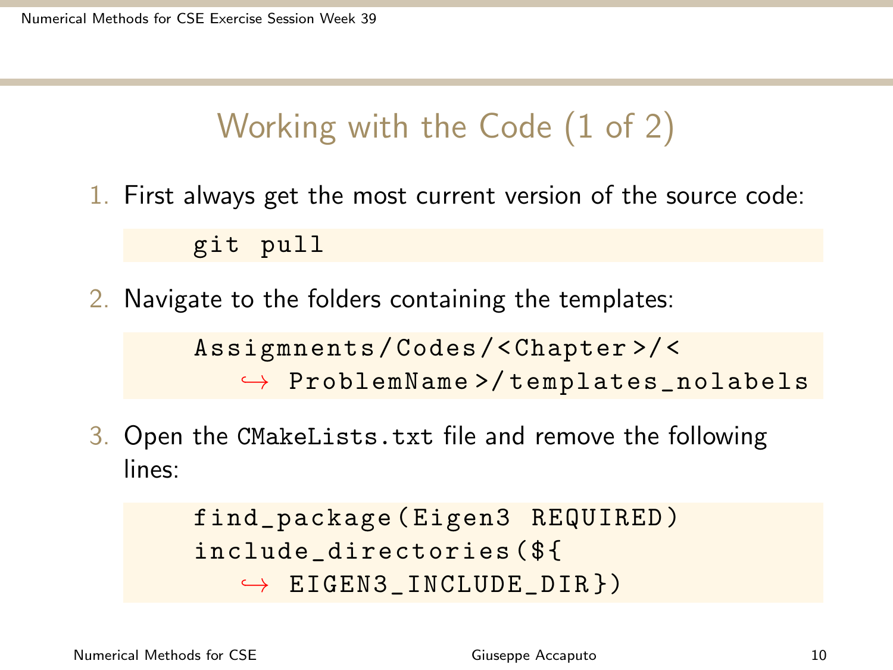# Working with the Code (1 of 2)

1. First always get the most current version of the source code:

```
git pull
```

2. Navigate to the folders containing the templates:

```
Assignments/Codes/<Chapter>/<
    ↪ ProblemName>/templates_nolabels
```

3. Open the CMakeLists.txt file and remove the following lines:

```
find_package(Eigen3 REQUIRED)
include_directories(${
    ↪ EIGEN3_INCLUDE_DIR})
```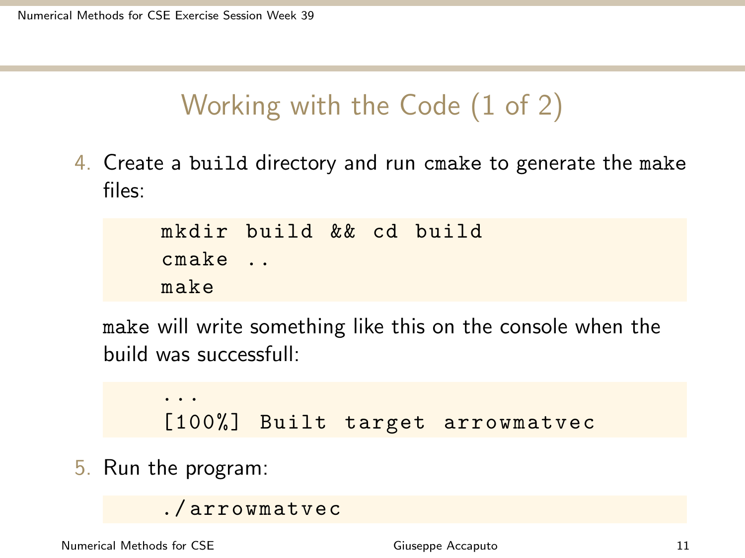# Working with the Code (1 of 2)

4. Create a `build` directory and run `cmake` to generate the `make` files:

```
mkdir build && cd build
cmake ..
make
```

`make` will write something like this on the console when the build was successfull:

```
...
[100%] Built target arrowmatvec
```

5. Run the program:

```
./arrowmatvec
```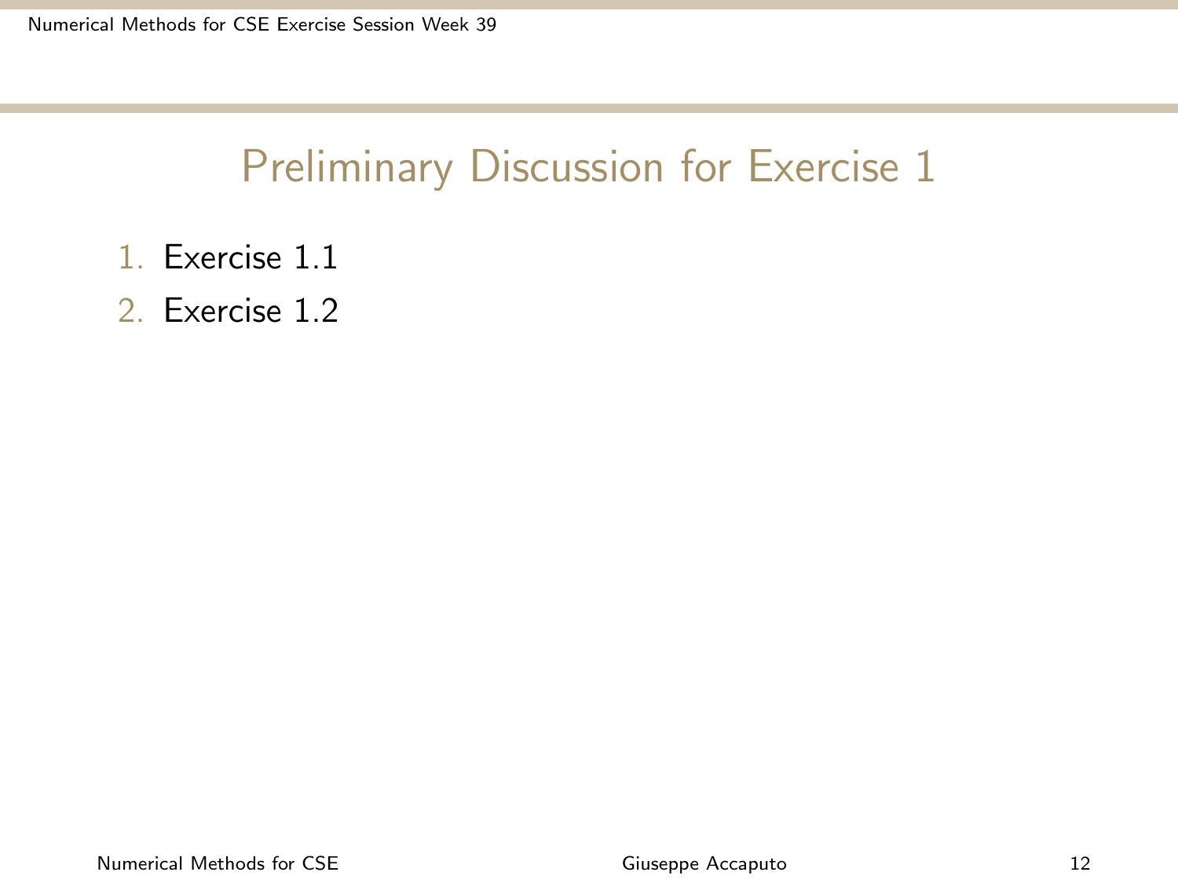# Preliminary Discussion for Exercise 1

1. Exercise 1.1
2. Exercise 1.2